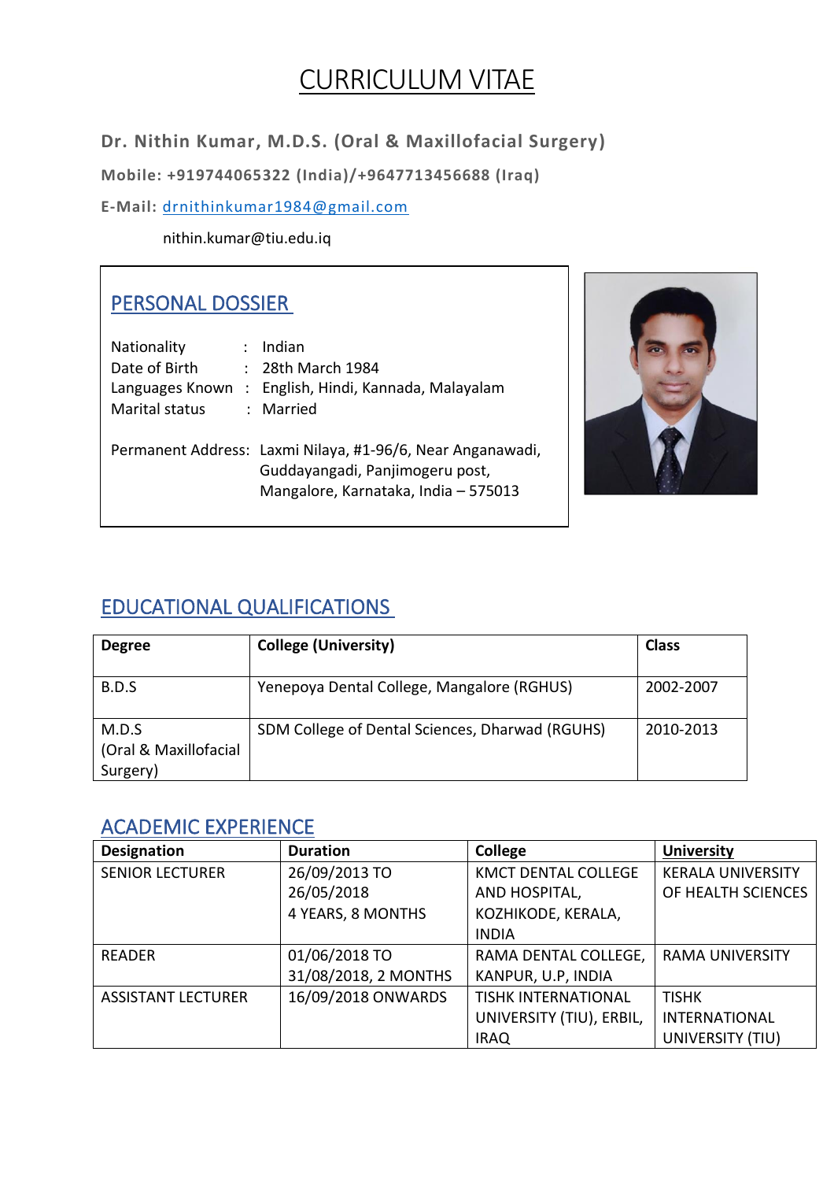# CURRICULUM VITAE

**Dr. Nithin Kumar, M.D.S. (Oral & Maxillofacial Surgery)**

**Mobile: +919744065322 (India)/+9647713456688 (Iraq)**

**E-Mail:** drnithinkumar1984@gmail.com

nithin.kumar@tiu.edu.iq

## PERSONAL DOSSIER

Nationality : Indian
Date of Birth : 28th March 1984
Languages Known : English, Hindi, Kannada, Malayalam
Marital status : Married

Permanent Address: Laxmi Nilaya, #1-96/6, Near Anganawadi, Guddayangadi, Panjimogeru post, Mangalore, Karnataka, India – 575013

## EDUCATIONAL QUALIFICATIONS

| Degree | College (University) | Class |
|---|---|---|
| B.D.S | Yenepoya Dental College, Mangalore (RGHUS) | 2002-2007 |
| M.D.S (Oral & Maxillofacial Surgery) | SDM College of Dental Sciences, Dharwad (RGUHS) | 2010-2013 |

## ACADEMIC EXPERIENCE

| Designation | Duration | College | University |
|---|---|---|---|
| SENIOR LECTURER | 26/09/2013 TO 26/05/2018 4 YEARS, 8 MONTHS | KMCT DENTAL COLLEGE AND HOSPITAL, KOZHIKODE, KERALA, INDIA | KERALA UNIVERSITY OF HEALTH SCIENCES |
| READER | 01/06/2018 TO 31/08/2018, 2 MONTHS | RAMA DENTAL COLLEGE, KANPUR, U.P, INDIA | RAMA UNIVERSITY |
| ASSISTANT LECTURER | 16/09/2018 ONWARDS | TISHK INTERNATIONAL UNIVERSITY (TIU), ERBIL, IRAQ | TISHK INTERNATIONAL UNIVERSITY (TIU) |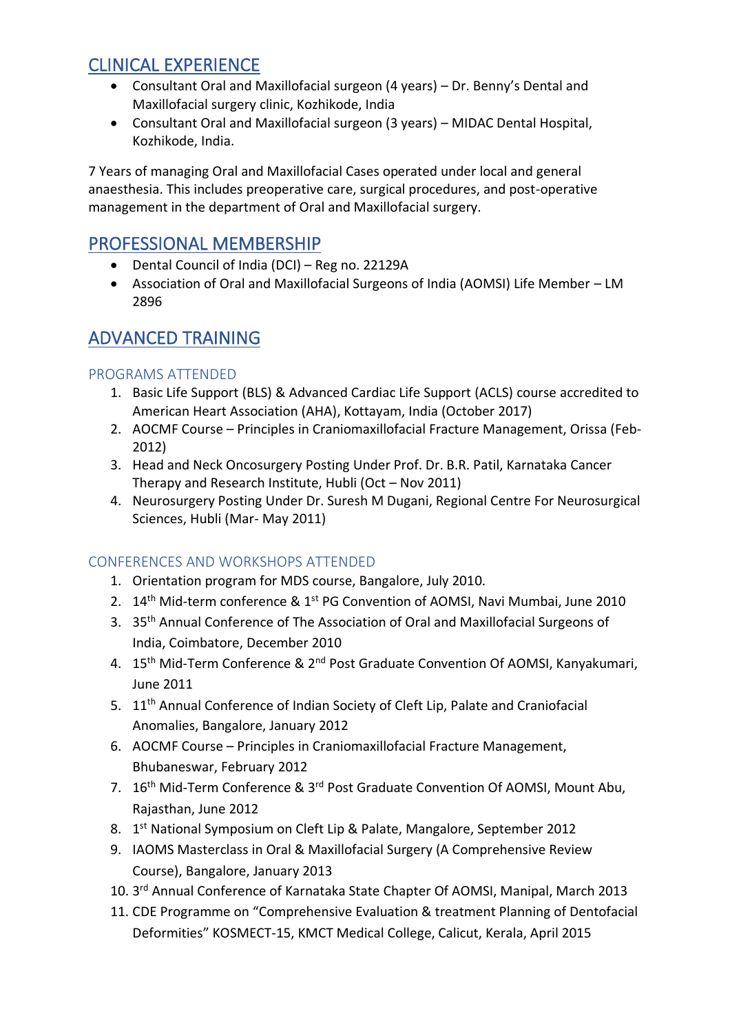## CLINICAL EXPERIENCE

- Consultant Oral and Maxillofacial surgeon (4 years) – Dr. Benny's Dental and Maxillofacial surgery clinic, Kozhikode, India
- Consultant Oral and Maxillofacial surgeon (3 years) – MIDAC Dental Hospital, Kozhikode, India.

7 Years of managing Oral and Maxillofacial Cases operated under local and general anaesthesia. This includes preoperative care, surgical procedures, and post-operative management in the department of Oral and Maxillofacial surgery.

## PROFESSIONAL MEMBERSHIP

- Dental Council of India (DCI) – Reg no. 22129A
- Association of Oral and Maxillofacial Surgeons of India (AOMSI) Life Member – LM 2896

## ADVANCED TRAINING

### PROGRAMS ATTENDED

1. Basic Life Support (BLS) & Advanced Cardiac Life Support (ACLS) course accredited to American Heart Association (AHA), Kottayam, India (October 2017)
2. AOCMF Course – Principles in Craniomaxillofacial Fracture Management, Orissa (Feb-2012)
3. Head and Neck Oncosurgery Posting Under Prof. Dr. B.R. Patil, Karnataka Cancer Therapy and Research Institute, Hubli (Oct – Nov 2011)
4. Neurosurgery Posting Under Dr. Suresh M Dugani, Regional Centre For Neurosurgical Sciences, Hubli (Mar- May 2011)

### CONFERENCES AND WORKSHOPS ATTENDED

1. Orientation program for MDS course, Bangalore, July 2010.
2. 14th Mid-term conference & 1st PG Convention of AOMSI, Navi Mumbai, June 2010
3. 35th Annual Conference of The Association of Oral and Maxillofacial Surgeons of India, Coimbatore, December 2010
4. 15th Mid-Term Conference & 2nd Post Graduate Convention Of AOMSI, Kanyakumari, June 2011
5. 11th Annual Conference of Indian Society of Cleft Lip, Palate and Craniofacial Anomalies, Bangalore, January 2012
6. AOCMF Course – Principles in Craniomaxillofacial Fracture Management, Bhubaneswar, February 2012
7. 16th Mid-Term Conference & 3rd Post Graduate Convention Of AOMSI, Mount Abu, Rajasthan, June 2012
8. 1st National Symposium on Cleft Lip & Palate, Mangalore, September 2012
9. IAOMS Masterclass in Oral & Maxillofacial Surgery (A Comprehensive Review Course), Bangalore, January 2013
10. 3rd Annual Conference of Karnataka State Chapter Of AOMSI, Manipal, March 2013
11. CDE Programme on "Comprehensive Evaluation & treatment Planning of Dentofacial Deformities" KOSMECT-15, KMCT Medical College, Calicut, Kerala, April 2015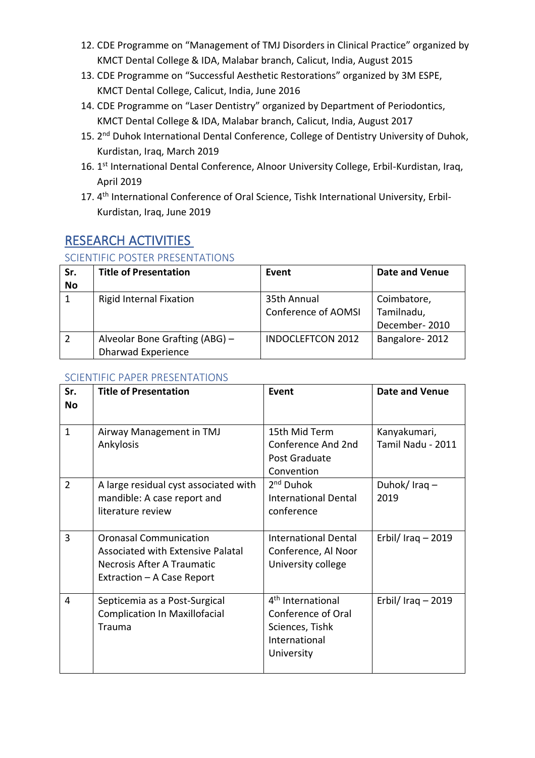12. CDE Programme on "Management of TMJ Disorders in Clinical Practice" organized by KMCT Dental College & IDA, Malabar branch, Calicut, India, August 2015
13. CDE Programme on "Successful Aesthetic Restorations" organized by 3M ESPE, KMCT Dental College, Calicut, India, June 2016
14. CDE Programme on "Laser Dentistry" organized by Department of Periodontics, KMCT Dental College & IDA, Malabar branch, Calicut, India, August 2017
15. 2nd Duhok International Dental Conference, College of Dentistry University of Duhok, Kurdistan, Iraq, March 2019
16. 1st International Dental Conference, Alnoor University College, Erbil-Kurdistan, Iraq, April 2019
17. 4th International Conference of Oral Science, Tishk International University, Erbil-Kurdistan, Iraq, June 2019

## RESEARCH ACTIVITIES

### SCIENTIFIC POSTER PRESENTATIONS

| Sr. No | Title of Presentation | Event | Date and Venue |
|---|---|---|---|
| 1 | Rigid Internal Fixation | 35th Annual Conference of AOMSI | Coimbatore, Tamilnadu, December- 2010 |
| 2 | Alveolar Bone Grafting (ABG) – Dharwad Experience | INDOCLEFTCON 2012 | Bangalore- 2012 |

### SCIENTIFIC PAPER PRESENTATIONS

| Sr. No | Title of Presentation | Event | Date and Venue |
|---|---|---|---|
| 1 | Airway Management in TMJ Ankylosis | 15th Mid Term Conference And 2nd Post Graduate Convention | Kanyakumari, Tamil Nadu - 2011 |
| 2 | A large residual cyst associated with mandible: A case report and literature review | 2nd Duhok International Dental conference | Duhok/ Iraq – 2019 |
| 3 | Oronasal Communication Associated with Extensive Palatal Necrosis After A Traumatic Extraction – A Case Report | International Dental Conference, Al Noor University college | Erbil/ Iraq – 2019 |
| 4 | Septicemia as a Post-Surgical Complication In Maxillofacial Trauma | 4th International Conference of Oral Sciences, Tishk International University | Erbil/ Iraq – 2019 |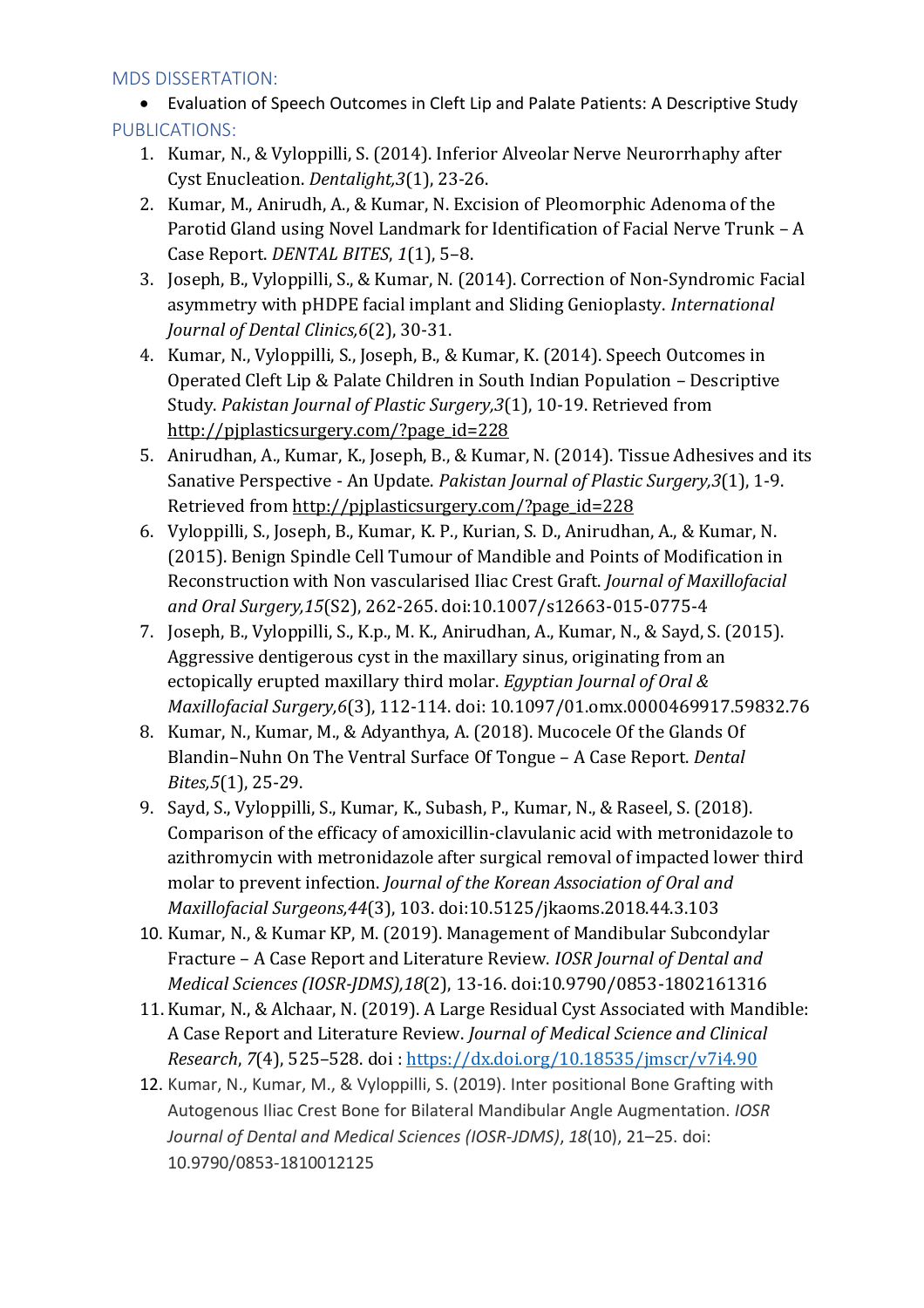## MDS DISSERTATION:

- Evaluation of Speech Outcomes in Cleft Lip and Palate Patients: A Descriptive Study

## PUBLICATIONS:

1. Kumar, N., & Vyloppilli, S. (2014). Inferior Alveolar Nerve Neurorrhaphy after Cyst Enucleation. *Dentalight,3*(1), 23-26.
2. Kumar, M., Anirudh, A., & Kumar, N. Excision of Pleomorphic Adenoma of the Parotid Gland using Novel Landmark for Identification of Facial Nerve Trunk – A Case Report. *DENTAL BITES*, *1*(1), 5–8.
3. Joseph, B., Vyloppilli, S., & Kumar, N. (2014). Correction of Non-Syndromic Facial asymmetry with pHDPE facial implant and Sliding Genioplasty. *International Journal of Dental Clinics,6*(2), 30-31.
4. Kumar, N., Vyloppilli, S., Joseph, B., & Kumar, K. (2014). Speech Outcomes in Operated Cleft Lip & Palate Children in South Indian Population – Descriptive Study. *Pakistan Journal of Plastic Surgery,3*(1), 10-19. Retrieved from http://pjplasticsurgery.com/?page_id=228
5. Anirudhan, A., Kumar, K., Joseph, B., & Kumar, N. (2014). Tissue Adhesives and its Sanative Perspective - An Update. *Pakistan Journal of Plastic Surgery,3*(1), 1-9. Retrieved from http://pjplasticsurgery.com/?page_id=228
6. Vyloppilli, S., Joseph, B., Kumar, K. P., Kurian, S. D., Anirudhan, A., & Kumar, N. (2015). Benign Spindle Cell Tumour of Mandible and Points of Modification in Reconstruction with Non vascularised Iliac Crest Graft. *Journal of Maxillofacial and Oral Surgery,15*(S2), 262-265. doi:10.1007/s12663-015-0775-4
7. Joseph, B., Vyloppilli, S., K.p., M. K., Anirudhan, A., Kumar, N., & Sayd, S. (2015). Aggressive dentigerous cyst in the maxillary sinus, originating from an ectopically erupted maxillary third molar. *Egyptian Journal of Oral & Maxillofacial Surgery,6*(3), 112-114. doi: 10.1097/01.omx.0000469917.59832.76
8. Kumar, N., Kumar, M., & Adyanthya, A. (2018). Mucocele Of the Glands Of Blandin–Nuhn On The Ventral Surface Of Tongue – A Case Report. *Dental Bites,5*(1), 25-29.
9. Sayd, S., Vyloppilli, S., Kumar, K., Subash, P., Kumar, N., & Raseel, S. (2018). Comparison of the efficacy of amoxicillin-clavulanic acid with metronidazole to azithromycin with metronidazole after surgical removal of impacted lower third molar to prevent infection. *Journal of the Korean Association of Oral and Maxillofacial Surgeons,44*(3), 103. doi:10.5125/jkaoms.2018.44.3.103
10. Kumar, N., & Kumar KP, M. (2019). Management of Mandibular Subcondylar Fracture – A Case Report and Literature Review. *IOSR Journal of Dental and Medical Sciences (IOSR-JDMS),18*(2), 13-16. doi:10.9790/0853-1802161316
11. Kumar, N., & Alchaar, N. (2019). A Large Residual Cyst Associated with Mandible: A Case Report and Literature Review. *Journal of Medical Science and Clinical Research*, *7*(4), 525–528. doi : https://dx.doi.org/10.18535/jmscr/v7i4.90
12. Kumar, N., Kumar, M., & Vyloppilli, S. (2019). Inter positional Bone Grafting with Autogenous Iliac Crest Bone for Bilateral Mandibular Angle Augmentation. *IOSR Journal of Dental and Medical Sciences (IOSR-JDMS)*, *18*(10), 21–25. doi: 10.9790/0853-1810012125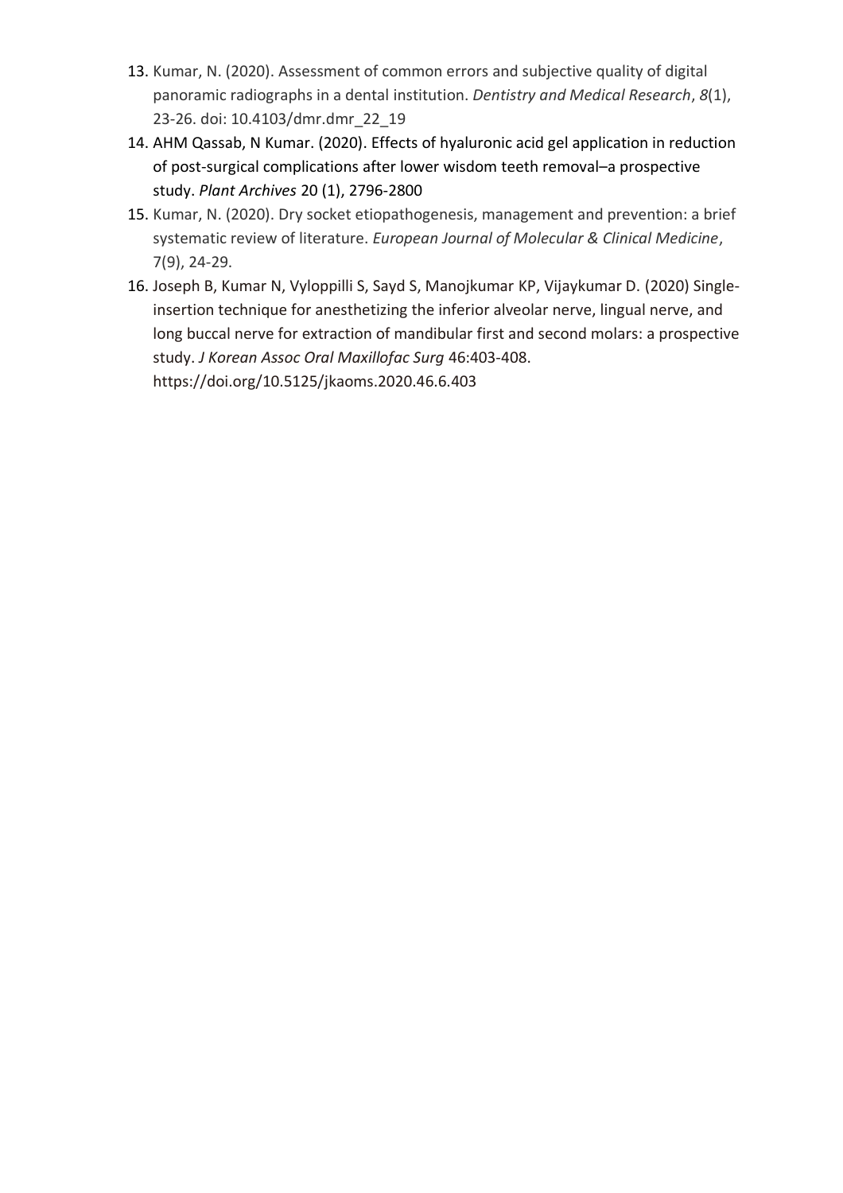13. Kumar, N. (2020). Assessment of common errors and subjective quality of digital panoramic radiographs in a dental institution. *Dentistry and Medical Research*, *8*(1), 23-26. doi: 10.4103/dmr.dmr_22_19
14. AHM Qassab, N Kumar. (2020). Effects of hyaluronic acid gel application in reduction of post-surgical complications after lower wisdom teeth removal–a prospective study. *Plant Archives* 20 (1), 2796-2800
15. Kumar, N. (2020). Dry socket etiopathogenesis, management and prevention: a brief systematic review of literature. *European Journal of Molecular & Clinical Medicine*, 7(9), 24-29.
16. Joseph B, Kumar N, Vyloppilli S, Sayd S, Manojkumar KP, Vijaykumar D. (2020) Single-insertion technique for anesthetizing the inferior alveolar nerve, lingual nerve, and long buccal nerve for extraction of mandibular first and second molars: a prospective study. *J Korean Assoc Oral Maxillofac Surg* 46:403-408. https://doi.org/10.5125/jkaoms.2020.46.6.403